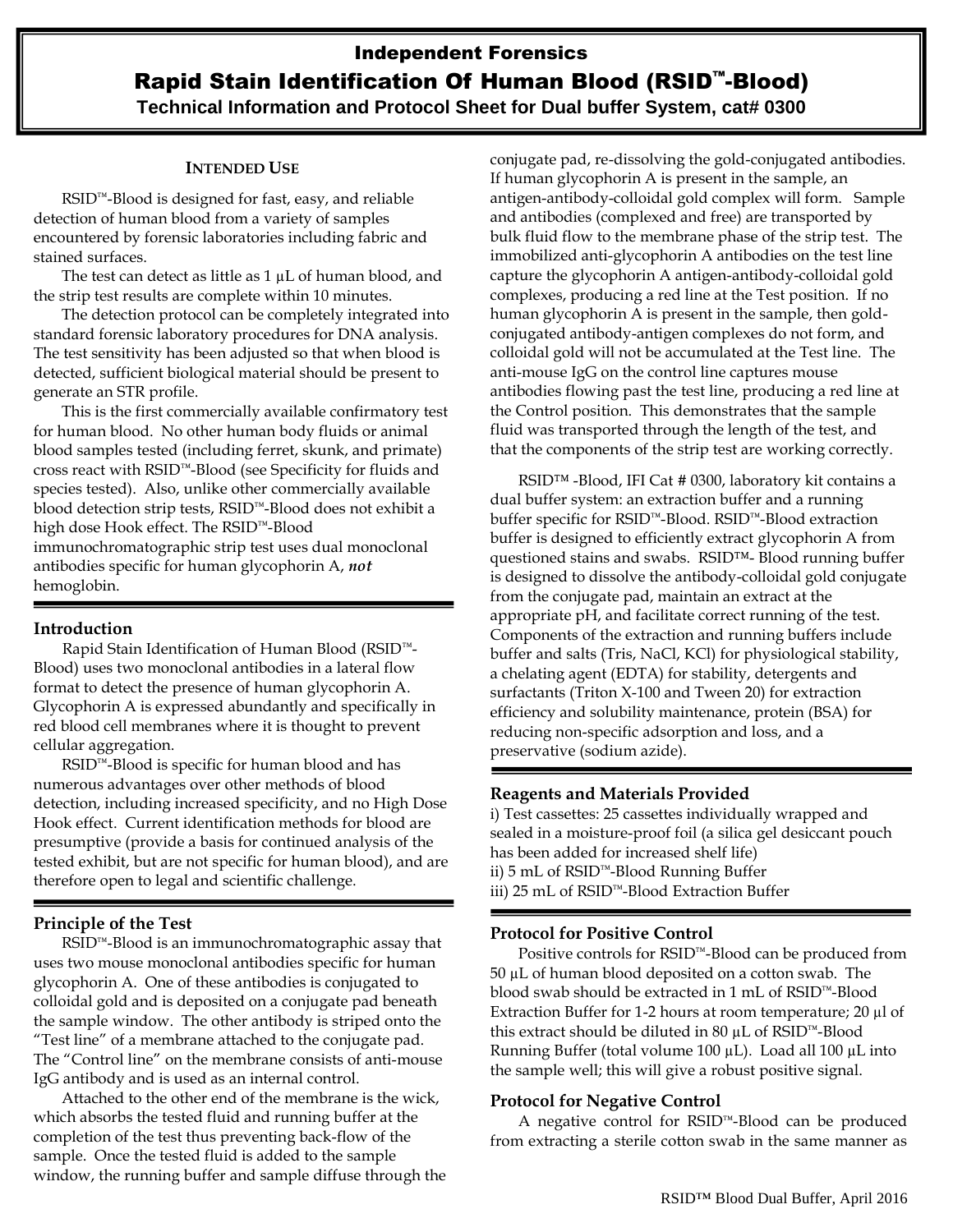# Independent Forensics

# Rapid Stain Identification Of Human Blood (RSID™-Blood)

**Technical Information and Protocol Sheet for Dual buffer System, cat# 0300**

### INTENDED USE

RSID™-Blood is designed for fast, easy, and reliable detection of human blood from a variety of samples encountered by forensic laboratories including fabric and stained surfaces.

The test can detect as little as 1 µL of human blood, and the strip test results are complete within 10 minutes.

The detection protocol can be completely integrated into standard forensic laboratory procedures for DNA analysis. The test sensitivity has been adjusted so that when blood is detected, sufficient biological material should be present to generate an STR profile.

This is the first commercially available confirmatory test for human blood. No other human body fluids or animal blood samples tested (including ferret, skunk, and primate) cross react with RSID™-Blood (see Specificity for fluids and species tested). Also, unlike other commercially available blood detection strip tests, RSID™-Blood does not exhibit a high dose Hook effect. The RSID™-Blood immunochromatographic strip test uses dual monoclonal antibodies specific for human glycophorin A, ***not*** hemoglobin.

## Introduction

Rapid Stain Identification of Human Blood (RSID™-Blood) uses two monoclonal antibodies in a lateral flow format to detect the presence of human glycophorin A. Glycophorin A is expressed abundantly and specifically in red blood cell membranes where it is thought to prevent cellular aggregation.

RSID™-Blood is specific for human blood and has numerous advantages over other methods of blood detection, including increased specificity, and no High Dose Hook effect. Current identification methods for blood are presumptive (provide a basis for continued analysis of the tested exhibit, but are not specific for human blood), and are therefore open to legal and scientific challenge.

## Principle of the Test

RSID™-Blood is an immunochromatographic assay that uses two mouse monoclonal antibodies specific for human glycophorin A. One of these antibodies is conjugated to colloidal gold and is deposited on a conjugate pad beneath the sample window. The other antibody is striped onto the "Test line" of a membrane attached to the conjugate pad. The "Control line" on the membrane consists of anti-mouse IgG antibody and is used as an internal control.

Attached to the other end of the membrane is the wick, which absorbs the tested fluid and running buffer at the completion of the test thus preventing back-flow of the sample. Once the tested fluid is added to the sample window, the running buffer and sample diffuse through the conjugate pad, re-dissolving the gold-conjugated antibodies. If human glycophorin A is present in the sample, an antigen-antibody-colloidal gold complex will form. Sample and antibodies (complexed and free) are transported by bulk fluid flow to the membrane phase of the strip test. The immobilized anti-glycophorin A antibodies on the test line capture the glycophorin A antigen-antibody-colloidal gold complexes, producing a red line at the Test position. If no human glycophorin A is present in the sample, then gold-conjugated antibody-antigen complexes do not form, and colloidal gold will not be accumulated at the Test line. The anti-mouse IgG on the control line captures mouse antibodies flowing past the test line, producing a red line at the Control position. This demonstrates that the sample fluid was transported through the length of the test, and that the components of the strip test are working correctly.

RSID™ -Blood, IFI Cat # 0300, laboratory kit contains a dual buffer system: an extraction buffer and a running buffer specific for RSID™-Blood. RSID™-Blood extraction buffer is designed to efficiently extract glycophorin A from questioned stains and swabs. RSID™- Blood running buffer is designed to dissolve the antibody-colloidal gold conjugate from the conjugate pad, maintain an extract at the appropriate pH, and facilitate correct running of the test. Components of the extraction and running buffers include buffer and salts (Tris, NaCl, KCl) for physiological stability, a chelating agent (EDTA) for stability, detergents and surfactants (Triton X-100 and Tween 20) for extraction efficiency and solubility maintenance, protein (BSA) for reducing non-specific adsorption and loss, and a preservative (sodium azide).

## Reagents and Materials Provided

i) Test cassettes: 25 cassettes individually wrapped and sealed in a moisture-proof foil (a silica gel desiccant pouch has been added for increased shelf life)
ii) 5 mL of RSID™-Blood Running Buffer
iii) 25 mL of RSID™-Blood Extraction Buffer

## Protocol for Positive Control

Positive controls for RSID™-Blood can be produced from 50 µL of human blood deposited on a cotton swab. The blood swab should be extracted in 1 mL of RSID™-Blood Extraction Buffer for 1-2 hours at room temperature; 20 µl of this extract should be diluted in 80 µL of RSID™-Blood Running Buffer (total volume 100 µL). Load all 100 µL into the sample well; this will give a robust positive signal.

## Protocol for Negative Control

A negative control for RSID™-Blood can be produced from extracting a sterile cotton swab in the same manner as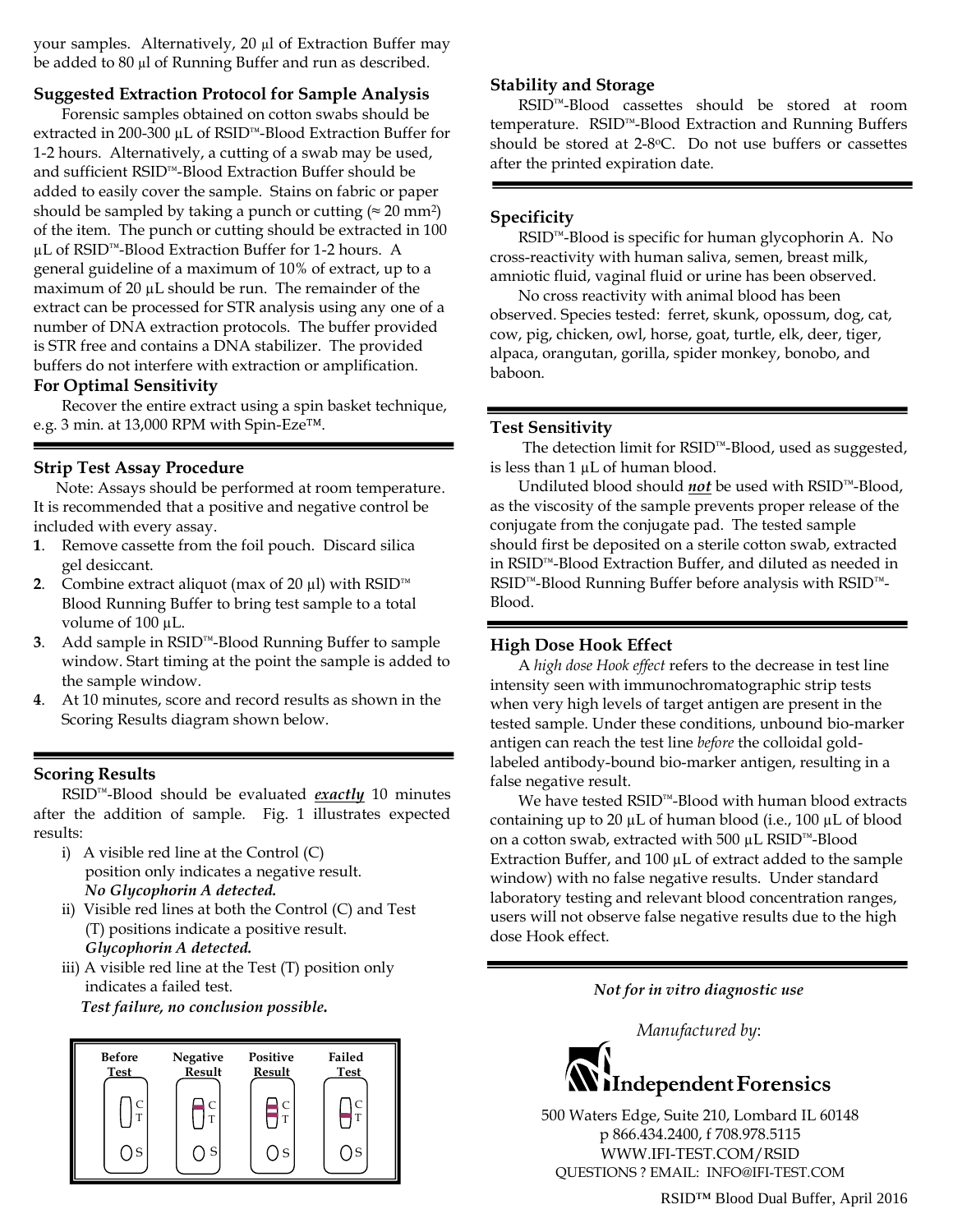your samples. Alternatively, 20 µl of Extraction Buffer may be added to 80 µl of Running Buffer and run as described.

### Suggested Extraction Protocol for Sample Analysis

Forensic samples obtained on cotton swabs should be extracted in 200-300 µL of RSID™-Blood Extraction Buffer for 1-2 hours. Alternatively, a cutting of a swab may be used, and sufficient RSID™-Blood Extraction Buffer should be added to easily cover the sample. Stains on fabric or paper should be sampled by taking a punch or cutting (≈ 20 mm$^2$) of the item. The punch or cutting should be extracted in 100 µL of RSID™-Blood Extraction Buffer for 1-2 hours. A general guideline of a maximum of 10% of extract, up to a maximum of 20 µL should be run. The remainder of the extract can be processed for STR analysis using any one of a number of DNA extraction protocols. The buffer provided is STR free and contains a DNA stabilizer. The provided buffers do not interfere with extraction or amplification.

### For Optimal Sensitivity

Recover the entire extract using a spin basket technique, e.g. 3 min. at 13,000 RPM with Spin-Eze™.

### Strip Test Assay Procedure

Note: Assays should be performed at room temperature. It is recommended that a positive and negative control be included with every assay.

1. Remove cassette from the foil pouch. Discard silica gel desiccant.
2. Combine extract aliquot (max of 20 µl) with RSID™ Blood Running Buffer to bring test sample to a total volume of 100 µL.
3. Add sample in RSID™-Blood Running Buffer to sample window. Start timing at the point the sample is added to the sample window.
4. At 10 minutes, score and record results as shown in the Scoring Results diagram shown below.

### Scoring Results

RSID™-Blood should be evaluated ***exactly*** 10 minutes after the addition of sample. Fig. 1 illustrates expected results:

i) A visible red line at the Control (C) position only indicates a negative result. ***No Glycophorin A detected.***

ii) Visible red lines at both the Control (C) and Test (T) positions indicate a positive result. ***Glycophorin A detected.***

iii) A visible red line at the Test (T) position only indicates a failed test. ***Test failure, no conclusion possible.***

Before Test
Negative Result
Positive Result
Failed Test
C
T
S

### Stability and Storage

RSID™-Blood cassettes should be stored at room temperature. RSID™-Blood Extraction and Running Buffers should be stored at 2-8°C. Do not use buffers or cassettes after the printed expiration date.

### Specificity

RSID™-Blood is specific for human glycophorin A. No cross-reactivity with human saliva, semen, breast milk, amniotic fluid, vaginal fluid or urine has been observed.

No cross reactivity with animal blood has been observed. Species tested: ferret, skunk, opossum, dog, cat, cow, pig, chicken, owl, horse, goat, turtle, elk, deer, tiger, alpaca, orangutan, gorilla, spider monkey, bonobo, and baboon.

### Test Sensitivity

The detection limit for RSID™-Blood, used as suggested, is less than 1 µL of human blood.

Undiluted blood should ***not*** be used with RSID™-Blood, as the viscosity of the sample prevents proper release of the conjugate from the conjugate pad. The tested sample should first be deposited on a sterile cotton swab, extracted in RSID™-Blood Extraction Buffer, and diluted as needed in RSID™-Blood Running Buffer before analysis with RSID™-Blood.

### High Dose Hook Effect

A *high dose Hook effect* refers to the decrease in test line intensity seen with immunochromatographic strip tests when very high levels of target antigen are present in the tested sample. Under these conditions, unbound bio-marker antigen can reach the test line *before* the colloidal gold-labeled antibody-bound bio-marker antigen, resulting in a false negative result.

We have tested RSID™-Blood with human blood extracts containing up to 20 µL of human blood (i.e., 100 µL of blood on a cotton swab, extracted with 500 µL RSID™-Blood Extraction Buffer, and 100 µL of extract added to the sample window) with no false negative results. Under standard laboratory testing and relevant blood concentration ranges, users will not observe false negative results due to the high dose Hook effect.

***Not for in vitro diagnostic use***

*Manufactured by*:

**Independent Forensics**

500 Waters Edge, Suite 210, Lombard IL 60148
p 866.434.2400, f 708.978.5115
WWW.IFI-TEST.COM/RSID
QUESTIONS ? EMAIL: INFO@IFI-TEST.COM

RSID™ Blood Dual Buffer, April 2016